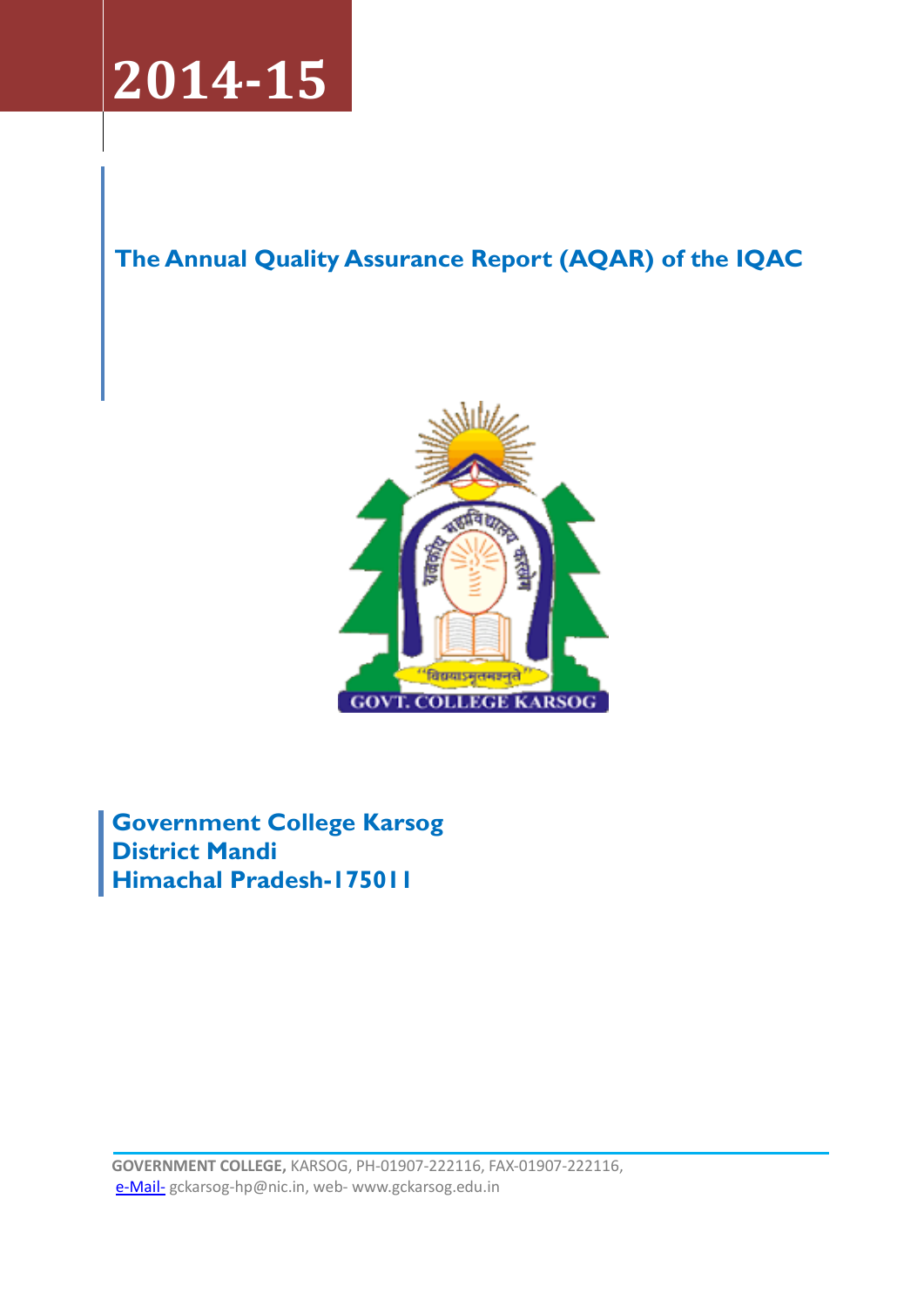# 2014-15

## The Annual Quality Assurance Report (AQAR) of the IQAC

**Government College Karsog**
**District Mandi**
**Himachal Pradesh-175011**

**GOVERNMENT COLLEGE,** KARSOG, PH-01907-222116, FAX-01907-222116,
e-Mail- gckarsog-hp@nic.in, web- www.gckarsog.edu.in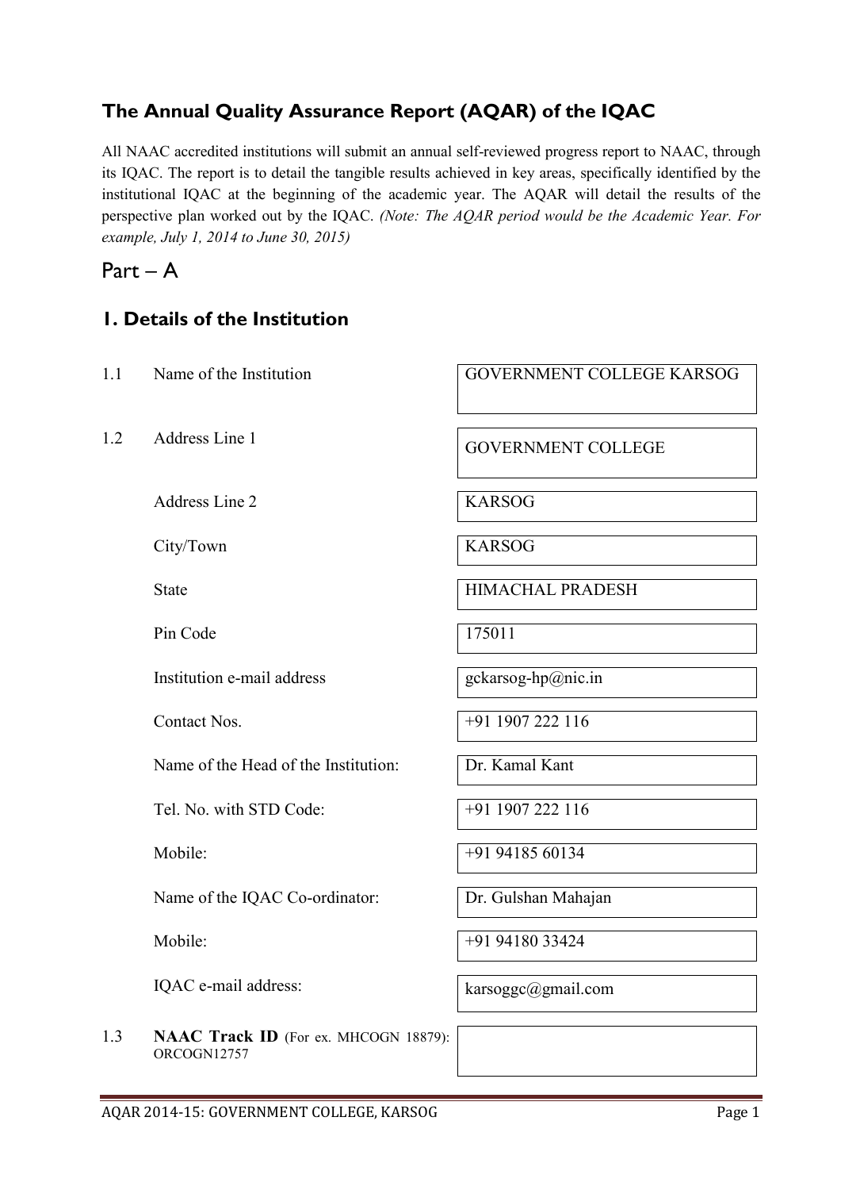## The Annual Quality Assurance Report (AQAR) of the IQAC

All NAAC accredited institutions will submit an annual self-reviewed progress report to NAAC, through its IQAC. The report is to detail the tangible results achieved in key areas, specifically identified by the institutional IQAC at the beginning of the academic year. The AQAR will detail the results of the perspective plan worked out by the IQAC. *(Note: The AQAR period would be the Academic Year. For example, July 1, 2014 to June 30, 2015)*

# Part – A

## 1. Details of the Institution

| | | |
|---|---|---|
| 1.1 | Name of the Institution | GOVERNMENT COLLEGE KARSOG |
| 1.2 | Address Line 1 | GOVERNMENT COLLEGE |
| | Address Line 2 | KARSOG |
| | City/Town | KARSOG |
| | State | HIMACHAL PRADESH |
| | Pin Code | 175011 |
| | Institution e-mail address | gckarsog-hp@nic.in |
| | Contact Nos. | +91 1907 222 116 |
| | Name of the Head of the Institution: | Dr. Kamal Kant |
| | Tel. No. with STD Code: | +91 1907 222 116 |
| | Mobile: | +91 94185 60134 |
| | Name of the IQAC Co-ordinator: | Dr. Gulshan Mahajan |
| | Mobile: | +91 94180 33424 |
| | IQAC e-mail address: | karsoggc@gmail.com |
| 1.3 | **NAAC Track ID** (For ex. MHCOGN 18879): ORCOGN12757 | |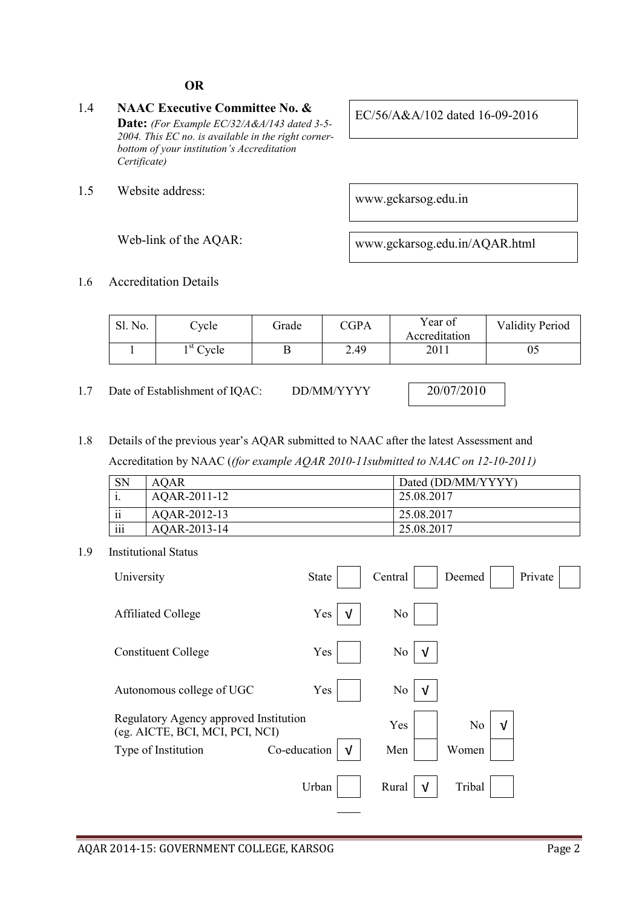**OR**

1.4 **NAAC Executive Committee No. & Date:** *(For Example EC/32/A&A/143 dated 3-5-2004. This EC no. is available in the right corner-bottom of your institution's Accreditation Certificate)*

EC/56/A&A/102 dated 16-09-2016

1.5 Website address:

www.gckarsog.edu.in

Web-link of the AQAR:

www.gckarsog.edu.in/AQAR.html

1.6 Accreditation Details

| Sl. No. | Cycle | Grade | CGPA | Year of Accreditation | Validity Period |
|---|---|---|---|---|---|
| 1 | 1st Cycle | B | 2.49 | 2011 | 05 |

1.7 Date of Establishment of IQAC: DD/MM/YYYY 20/07/2010

1.8 Details of the previous year's AQAR submitted to NAAC after the latest Assessment and Accreditation by NAAC (*(for example AQAR 2010-11submitted to NAAC on 12-10-2011)*

| SN | AQAR | Dated (DD/MM/YYYY) |
|---|---|---|
| i. | AQAR-2011-12 | 25.08.2017 |
| ii | AQAR-2012-13 | 25.08.2017 |
| iii | AQAR-2013-14 | 25.08.2017 |

1.9 Institutional Status

| | | | | | | | | |
|---|---|---|---|---|---|---|---|---|
| University | State | | Central | | Deemed | | Private | |
| Affiliated College | Yes | √ | No | | | | | |
| Constituent College | Yes | | No | √ | | | | |
| Autonomous college of UGC | Yes | | No | √ | | | | |
| Regulatory Agency approved Institution (eg. AICTE, BCI, MCI, PCI, NCI) | | | Yes | | No | √ | | |
| Type of Institution | Co-education | √ | Men | | Women | | | |
| | Urban | | Rural | √ | Tribal | | | |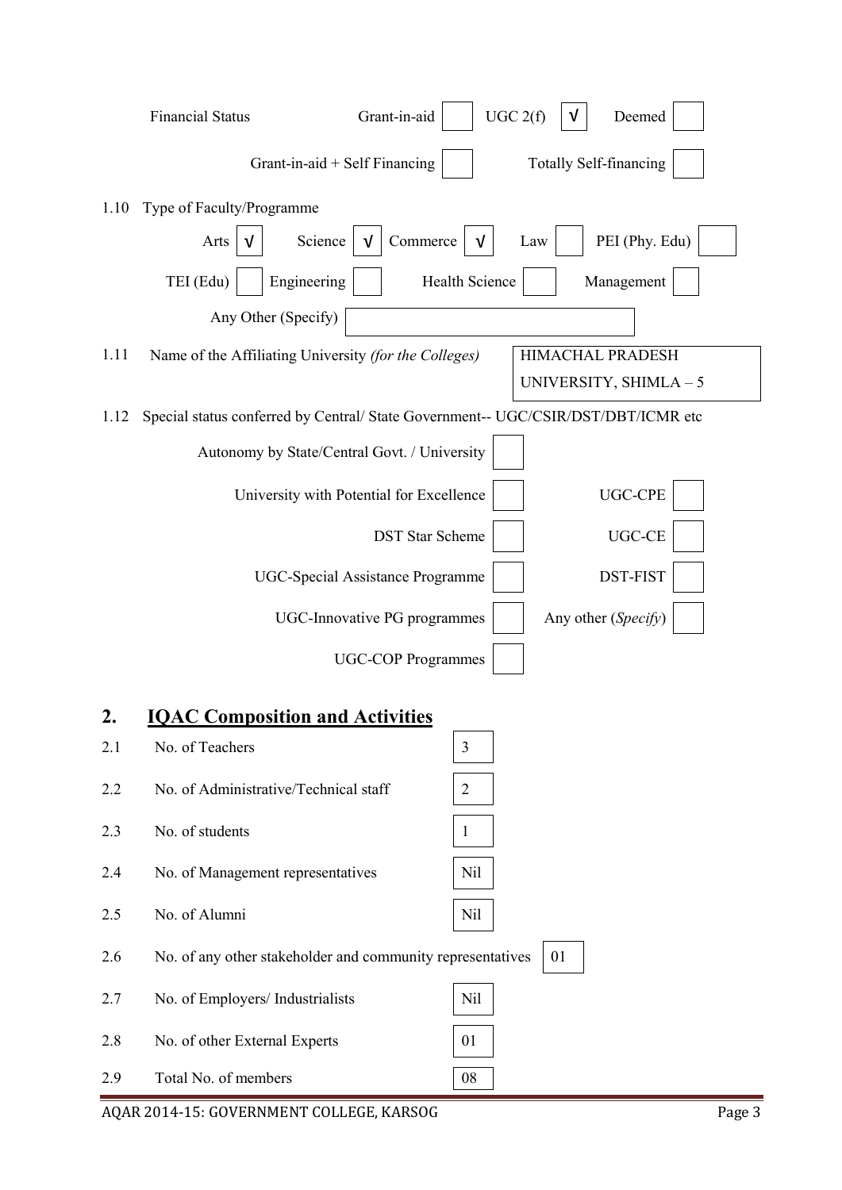Financial Status Grant-in-aid [ ] UGC 2(f) [√] Deemed [ ]

Grant-in-aid + Self Financing [ ] Totally Self-financing [ ]

1.10 Type of Faculty/Programme

Arts [√] Science [√] Commerce [√] Law [ ] PEI (Phy. Edu) [ ]

TEI (Edu) [ ] Engineering [ ] Health Science [ ] Management [ ]

Any Other (Specify) [ ]

1.11 Name of the Affiliating University *(for the Colleges)*: HIMACHAL PRADESH UNIVERSITY, SHIMLA – 5

1.12 Special status conferred by Central/ State Government-- UGC/CSIR/DST/DBT/ICMR etc

Autonomy by State/Central Govt. / University [ ]

University with Potential for Excellence [ ] UGC-CPE [ ]

DST Star Scheme [ ] UGC-CE [ ]

UGC-Special Assistance Programme [ ] DST-FIST [ ]

UGC-Innovative PG programmes [ ] Any other (*Specify*) [ ]

UGC-COP Programmes [ ]

## 2. IQAC Composition and Activities

| | | |
|---|---|---|
| 2.1 | No. of Teachers | 3 |
| 2.2 | No. of Administrative/Technical staff | 2 |
| 2.3 | No. of students | 1 |
| 2.4 | No. of Management representatives | Nil |
| 2.5 | No. of Alumni | Nil |
| 2.6 | No. of any other stakeholder and community representatives | 01 |
| 2.7 | No. of Employers/ Industrialists | Nil |
| 2.8 | No. of other External Experts | 01 |
| 2.9 | Total No. of members | 08 |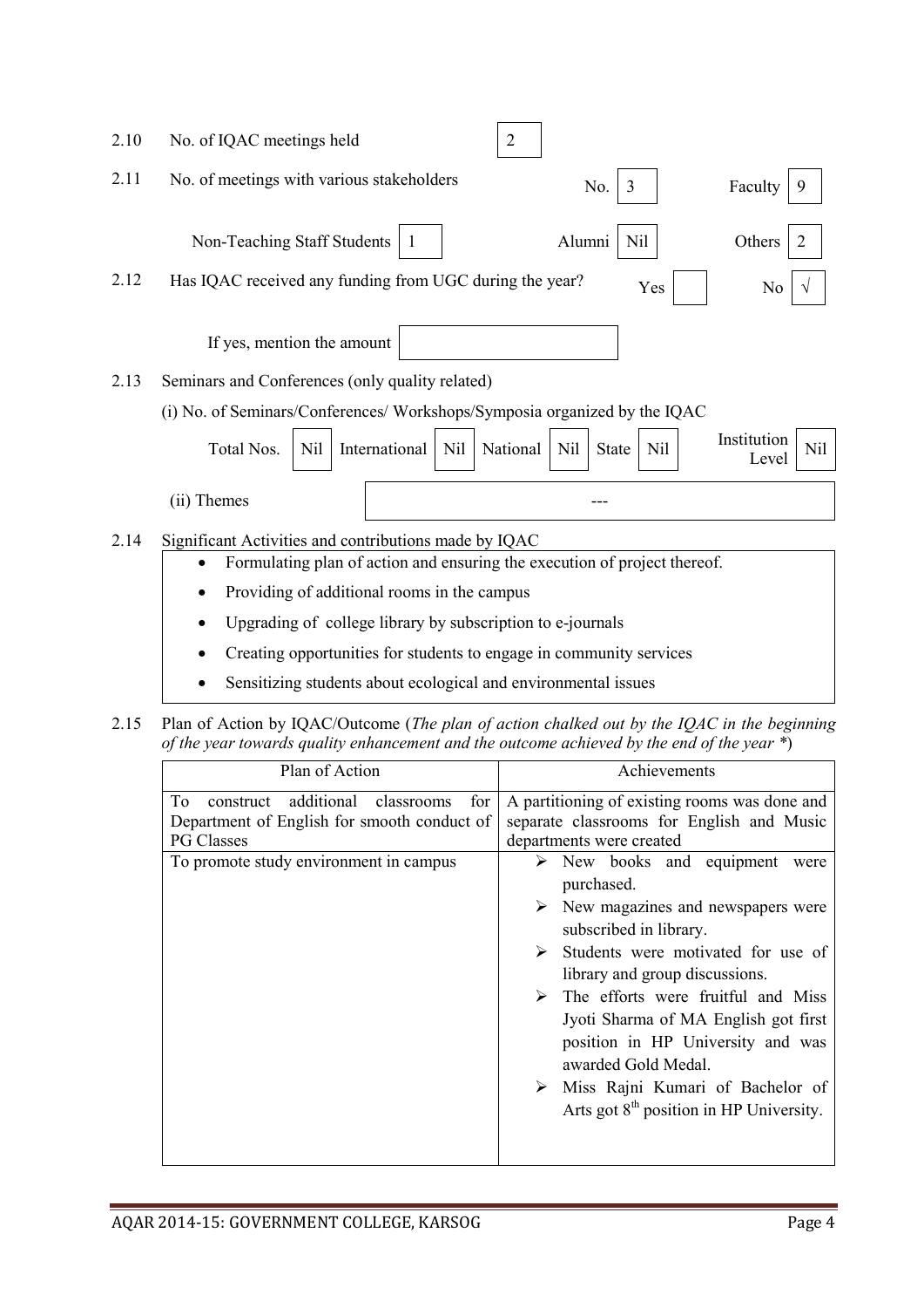2.10 No. of IQAC meetings held | 2 |

2.11 No. of meetings with various stakeholders

No. | 3 | Faculty | 9

Non-Teaching Staff Students | 1 | Alumni | Nil | Others | 2

2.12 Has IQAC received any funding from UGC during the year? Yes [ ] No [√]

If yes, mention the amount [ ]

2.13 Seminars and Conferences (only quality related)

(i) No. of Seminars/Conferences/ Workshops/Symposia organized by the IQAC

| Total Nos. | International | National | State | Institution Level |
|---|---|---|---|---|
| Nil | Nil | Nil | Nil | Nil |

(ii) Themes: ---

2.14 Significant Activities and contributions made by IQAC

- Formulating plan of action and ensuring the execution of project thereof.
- Providing of additional rooms in the campus
- Upgrading of college library by subscription to e-journals
- Creating opportunities for students to engage in community services
- Sensitizing students about ecological and environmental issues

2.15 Plan of Action by IQAC/Outcome (*The plan of action chalked out by the IQAC in the beginning of the year towards quality enhancement and the outcome achieved by the end of the year \**)

| Plan of Action | Achievements |
|---|---|
| To construct additional classrooms for Department of English for smooth conduct of PG Classes | A partitioning of existing rooms was done and separate classrooms for English and Music departments were created |
| To promote study environment in campus | ➢ New books and equipment were purchased.<br>➢ New magazines and newspapers were subscribed in library.<br>➢ Students were motivated for use of library and group discussions.<br>➢ The efforts were fruitful and Miss Jyoti Sharma of MA English got first position in HP University and was awarded Gold Medal.<br>➢ Miss Rajni Kumari of Bachelor of Arts got 8th position in HP University. |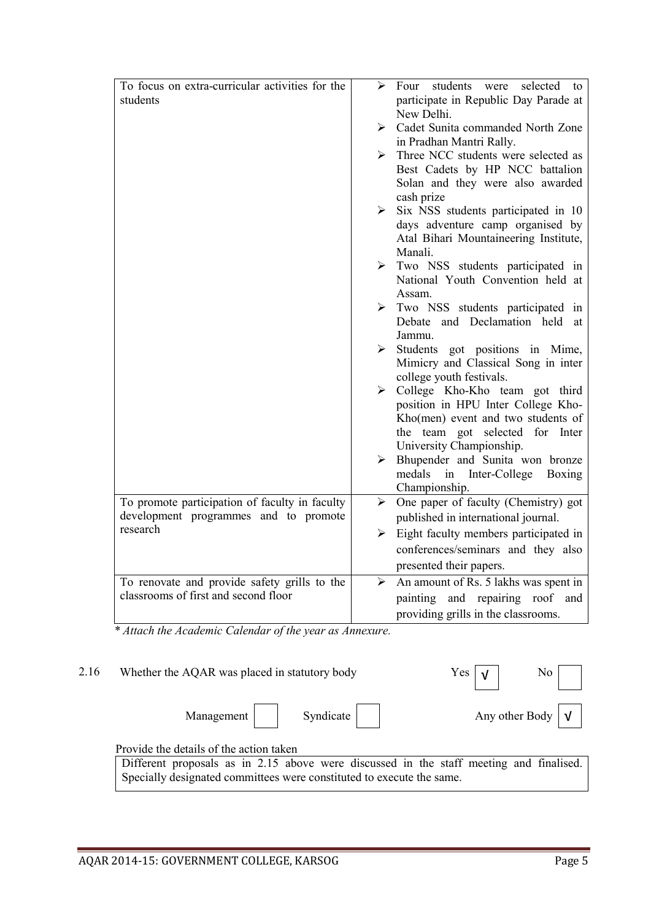| | |
|---|---|
| To focus on extra-curricular activities for the students | ➢ Four students were selected to participate in Republic Day Parade at New Delhi.<br>➢ Cadet Sunita commanded North Zone in Pradhan Mantri Rally.<br>➢ Three NCC students were selected as Best Cadets by HP NCC battalion Solan and they were also awarded cash prize<br>➢ Six NSS students participated in 10 days adventure camp organised by Atal Bihari Mountaineering Institute, Manali.<br>➢ Two NSS students participated in National Youth Convention held at Assam.<br>➢ Two NSS students participated in Debate and Declamation held at Jammu.<br>➢ Students got positions in Mime, Mimicry and Classical Song in inter college youth festivals.<br>➢ College Kho-Kho team got third position in HPU Inter College Kho-Kho(men) event and two students of the team got selected for Inter University Championship.<br>➢ Bhupender and Sunita won bronze medals in Inter-College Boxing Championship. |
| To promote participation of faculty in faculty development programmes and to promote research | ➢ One paper of faculty (Chemistry) got published in international journal.<br>➢ Eight faculty members participated in conferences/seminars and they also presented their papers. |
| To renovate and provide safety grills to the classrooms of first and second floor | ➢ An amount of Rs. 5 lakhs was spent in painting and repairing roof and providing grills in the classrooms. |

*\* Attach the Academic Calendar of the year as Annexure.*

2.16 Whether the AQAR was placed in statutory body Yes [√] No [ ]

Management [ ] Syndicate [ ] Any other Body [√]

Provide the details of the action taken

Different proposals as in 2.15 above were discussed in the staff meeting and finalised. Specially designated committees were constituted to execute the same.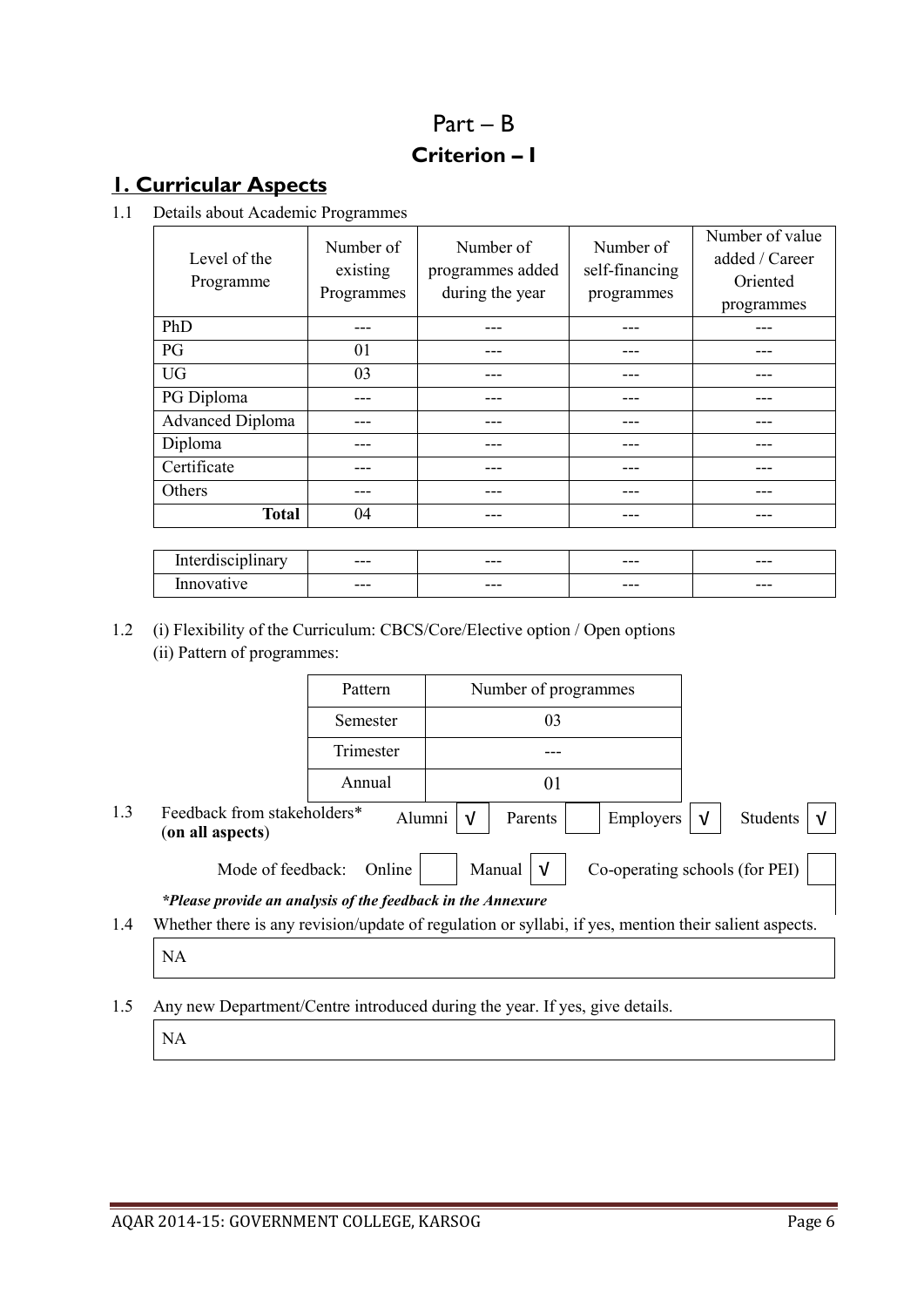# Part – B

## Criterion – I

## 1. Curricular Aspects

1.1 Details about Academic Programmes

| Level of the Programme | Number of existing Programmes | Number of programmes added during the year | Number of self-financing programmes | Number of value added / Career Oriented programmes |
|---|---|---|---|---|
| PhD | --- | --- | --- | --- |
| PG | 01 | --- | --- | --- |
| UG | 03 | --- | --- | --- |
| PG Diploma | --- | --- | --- | --- |
| Advanced Diploma | --- | --- | --- | --- |
| Diploma | --- | --- | --- | --- |
| Certificate | --- | --- | --- | --- |
| Others | --- | --- | --- | --- |
| **Total** | 04 | --- | --- | --- |

| | | | | |
|---|---|---|---|---|
| Interdisciplinary | --- | --- | --- | --- |
| Innovative | --- | --- | --- | --- |

1.2 (i) Flexibility of the Curriculum: CBCS/Core/Elective option / Open options

(ii) Pattern of programmes:

| Pattern | Number of programmes |
|---|---|
| Semester | 03 |
| Trimester | --- |
| Annual | 01 |

1.3 Feedback from stakeholders* (**on all aspects**) Alumni √ Parents Employers √ Students √

Mode of feedback: Online Manual √ Co-operating schools (for PEI)

***Please provide an analysis of the feedback in the Annexure***

1.4 Whether there is any revision/update of regulation or syllabi, if yes, mention their salient aspects.

NA

1.5 Any new Department/Centre introduced during the year. If yes, give details.

NA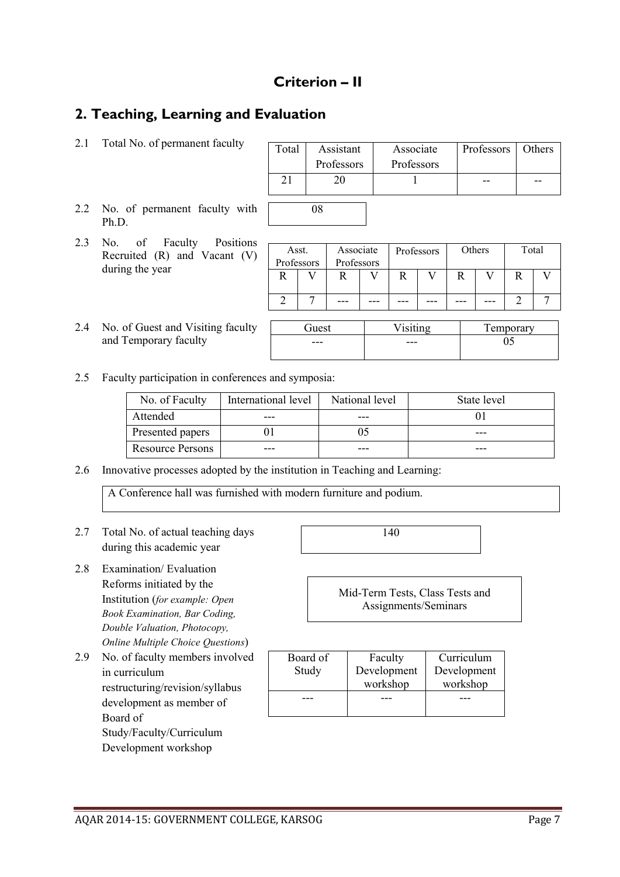# Criterion – II

## 2. Teaching, Learning and Evaluation

2.1 Total No. of permanent faculty

| Total | Assistant Professors | Associate Professors | Professors | Others |
|---|---|---|---|---|
| 21 | 20 | 1 | -- | -- |

2.2 No. of permanent faculty with Ph.D.

| |
|---|
| 08 |

2.3 No. of Faculty Positions Recruited (R) and Vacant (V) during the year

| Asst. Professors | | Associate Professors | | Professors | | Others | | Total | |
|---|---|---|---|---|---|---|---|---|---|
| R | V | R | V | R | V | R | V | R | V |
| 2 | 7 | --- | --- | --- | --- | --- | --- | 2 | 7 |

2.4 No. of Guest and Visiting faculty and Temporary faculty

| Guest | Visiting | Temporary |
|---|---|---|
| --- | --- | 05 |

2.5 Faculty participation in conferences and symposia:

| No. of Faculty | International level | National level | State level |
|---|---|---|---|
| Attended | --- | --- | 01 |
| Presented papers | 01 | 05 | --- |
| Resource Persons | --- | --- | --- |

2.6 Innovative processes adopted by the institution in Teaching and Learning:

A Conference hall was furnished with modern furniture and podium.

2.7 Total No. of actual teaching days during this academic year

| |
|---|
| 140 |

2.8 Examination/ Evaluation Reforms initiated by the Institution (*for example: Open Book Examination, Bar Coding, Double Valuation, Photocopy, Online Multiple Choice Questions*)

Mid-Term Tests, Class Tests and Assignments/Seminars

2.9 No. of faculty members involved in curriculum restructuring/revision/syllabus development as member of Board of Study/Faculty/Curriculum Development workshop

| Board of Study | Faculty Development workshop | Curriculum Development workshop |
|---|---|---|
| --- | --- | --- |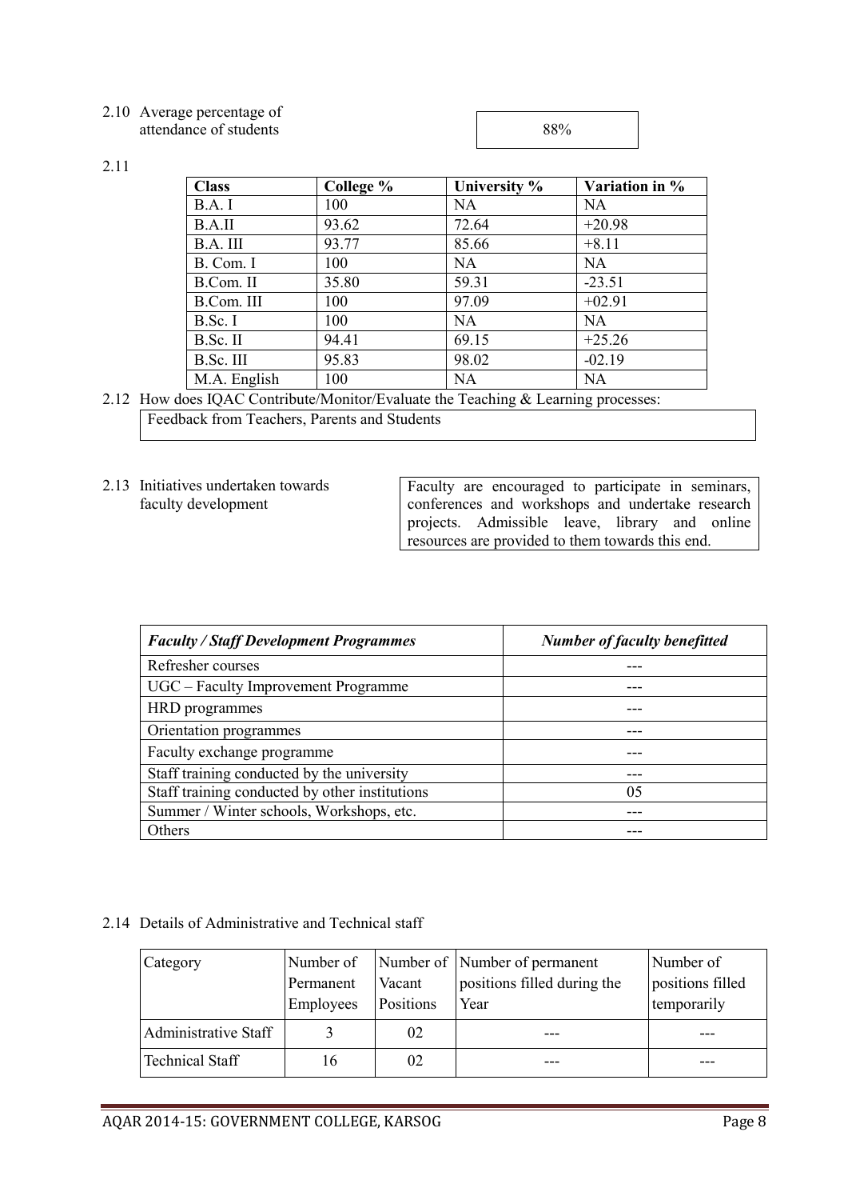2.10 Average percentage of attendance of students

88%

2.11

| Class | College % | University % | Variation in % |
|---|---|---|---|
| B.A. I | 100 | NA | NA |
| B.A.II | 93.62 | 72.64 | +20.98 |
| B.A. III | 93.77 | 85.66 | +8.11 |
| B. Com. I | 100 | NA | NA |
| B.Com. II | 35.80 | 59.31 | -23.51 |
| B.Com. III | 100 | 97.09 | +02.91 |
| B.Sc. I | 100 | NA | NA |
| B.Sc. II | 94.41 | 69.15 | +25.26 |
| B.Sc. III | 95.83 | 98.02 | -02.19 |
| M.A. English | 100 | NA | NA |

2.12 How does IQAC Contribute/Monitor/Evaluate the Teaching & Learning processes:

Feedback from Teachers, Parents and Students

2.13 Initiatives undertaken towards faculty development

Faculty are encouraged to participate in seminars, conferences and workshops and undertake research projects. Admissible leave, library and online resources are provided to them towards this end.

| *Faculty / Staff Development Programmes* | *Number of faculty benefitted* |
|---|---|
| Refresher courses | --- |
| UGC – Faculty Improvement Programme | --- |
| HRD programmes | --- |
| Orientation programmes | --- |
| Faculty exchange programme | --- |
| Staff training conducted by the university | --- |
| Staff training conducted by other institutions | 05 |
| Summer / Winter schools, Workshops, etc. | --- |
| Others | --- |

2.14 Details of Administrative and Technical staff

| Category | Number of Permanent Employees | Number of Vacant Positions | Number of permanent positions filled during the Year | Number of positions filled temporarily |
|---|---|---|---|---|
| Administrative Staff | 3 | 02 | --- | --- |
| Technical Staff | 16 | 02 | --- | --- |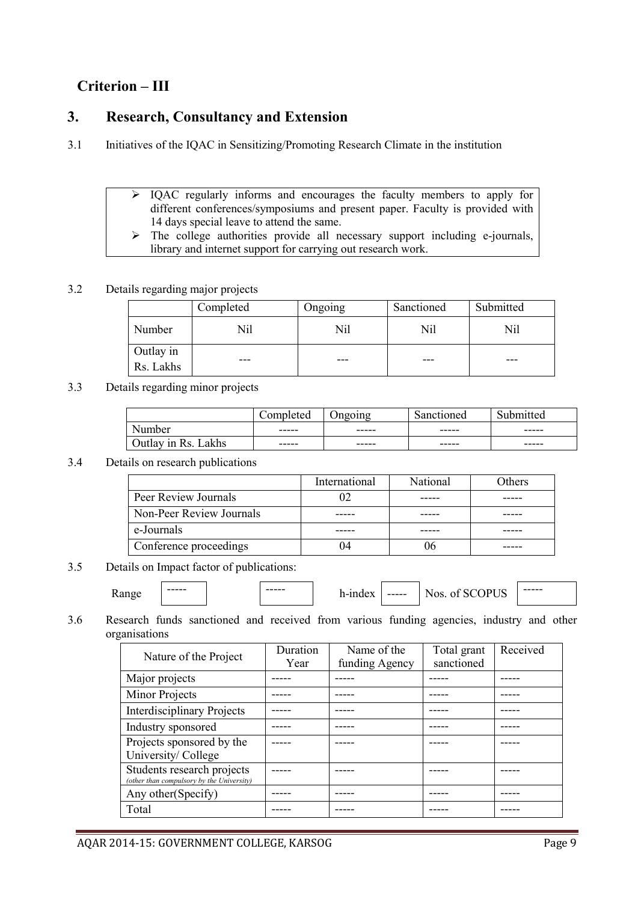## Criterion – III

## 3. Research, Consultancy and Extension

3.1 Initiatives of the IQAC in Sensitizing/Promoting Research Climate in the institution

- IQAC regularly informs and encourages the faculty members to apply for different conferences/symposiums and present paper. Faculty is provided with 14 days special leave to attend the same.
- The college authorities provide all necessary support including e-journals, library and internet support for carrying out research work.

3.2 Details regarding major projects

| | Completed | Ongoing | Sanctioned | Submitted |
|---|---|---|---|---|
| Number | Nil | Nil | Nil | Nil |
| Outlay in Rs. Lakhs | --- | --- | --- | --- |

3.3 Details regarding minor projects

| | Completed | Ongoing | Sanctioned | Submitted |
|---|---|---|---|---|
| Number | ----- | ----- | ----- | ----- |
| Outlay in Rs. Lakhs | ----- | ----- | ----- | ----- |

3.4 Details on research publications

| | International | National | Others |
|---|---|---|---|
| Peer Review Journals | 02 | ----- | ----- |
| Non-Peer Review Journals | ----- | ----- | ----- |
| e-Journals | ----- | ----- | ----- |
| Conference proceedings | 04 | 06 | ----- |

3.5 Details on Impact factor of publications:

Range ----- ----- h-index ----- Nos. of SCOPUS -----

3.6 Research funds sanctioned and received from various funding agencies, industry and other organisations

| Nature of the Project | Duration Year | Name of the funding Agency | Total grant sanctioned | Received |
|---|---|---|---|---|
| Major projects | ----- | ----- | ----- | ----- |
| Minor Projects | ----- | ----- | ----- | ----- |
| Interdisciplinary Projects | ----- | ----- | ----- | ----- |
| Industry sponsored | ----- | ----- | ----- | ----- |
| Projects sponsored by the University/ College | ----- | ----- | ----- | ----- |
| Students research projects *(other than compulsory by the University)* | ----- | ----- | ----- | ----- |
| Any other(Specify) | ----- | ----- | ----- | ----- |
| Total | ----- | ----- | ----- | ----- |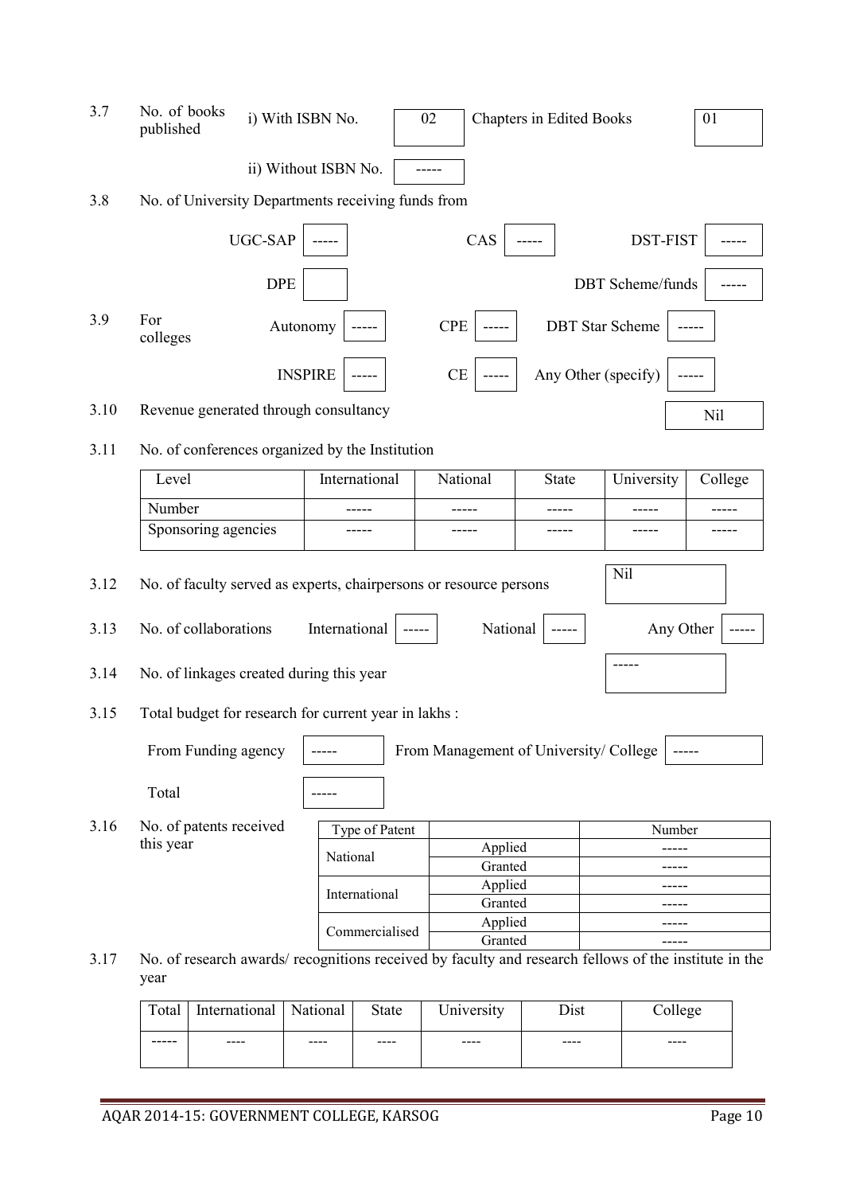3.7 No. of books published

i) With ISBN No. 02 Chapters in Edited Books 01

ii) Without ISBN No. -----

3.8 No. of University Departments receiving funds from

| | | | | | |
|---|---|---|---|---|---|
| UGC-SAP | ----- | CAS | ----- | DST-FIST | ----- |
| DPE | | | | DBT Scheme/funds | ----- |

3.9 For colleges

| | | | | | |
|---|---|---|---|---|---|
| Autonomy | ----- | CPE | ----- | DBT Star Scheme | ----- |
| INSPIRE | ----- | CE | ----- | Any Other (specify) | ----- |

3.10 Revenue generated through consultancy: Nil

3.11 No. of conferences organized by the Institution

| Level | International | National | State | University | College |
|---|---|---|---|---|---|
| Number | ----- | ----- | ----- | ----- | ----- |
| Sponsoring agencies | ----- | ----- | ----- | ----- | ----- |

3.12 No. of faculty served as experts, chairpersons or resource persons: Nil

3.13 No. of collaborations International ----- National ----- Any Other -----

3.14 No. of linkages created during this year: -----

3.15 Total budget for research for current year in lakhs :

From Funding agency ----- From Management of University/ College -----

Total -----

3.16 No. of patents received this year

| Type of Patent | | Number |
|---|---|---|
| National | Applied | ----- |
| | Granted | ----- |
| International | Applied | ----- |
| | Granted | ----- |
| Commercialised | Applied | ----- |
| | Granted | ----- |

3.17 No. of research awards/ recognitions received by faculty and research fellows of the institute in the year

| Total | International | National | State | University | Dist | College |
|---|---|---|---|---|---|---|
| ----- | ---- | ---- | ---- | ---- | ---- | ---- |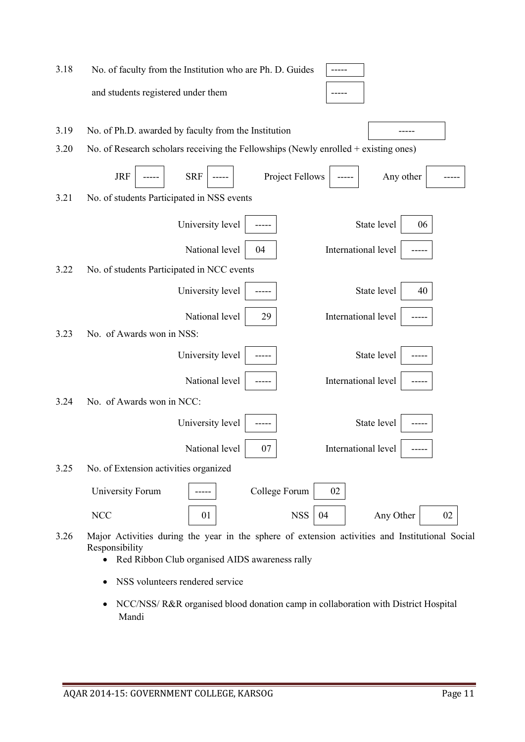3.18 No. of faculty from the Institution who are Ph. D. Guides -----

and students registered under them -----

3.19 No. of Ph.D. awarded by faculty from the Institution -----

3.20 No. of Research scholars receiving the Fellowships (Newly enrolled + existing ones)

| JRF | SRF | Project Fellows | Any other |
|---|---|---|---|
| ----- | ----- | ----- | ----- |

3.21 No. of students Participated in NSS events

| University level | State level | National level | International level |
|---|---|---|---|
| ----- | 06 | 04 | ----- |

3.22 No. of students Participated in NCC events

| University level | State level | National level | International level |
|---|---|---|---|
| ----- | 40 | 29 | ----- |

3.23 No. of Awards won in NSS:

| University level | State level | National level | International level |
|---|---|---|---|
| ----- | ----- | ----- | ----- |

3.24 No. of Awards won in NCC:

| University level | State level | National level | International level |
|---|---|---|---|
| ----- | ----- | 07 | ----- |

3.25 No. of Extension activities organized

| University Forum | College Forum | NCC | NSS | Any Other |
|---|---|---|---|---|
| ----- | 02 | 01 | 04 | 02 |

3.26 Major Activities during the year in the sphere of extension activities and Institutional Social Responsibility

- Red Ribbon Club organised AIDS awareness rally
- NSS volunteers rendered service
- NCC/NSS/ R&R organised blood donation camp in collaboration with District Hospital Mandi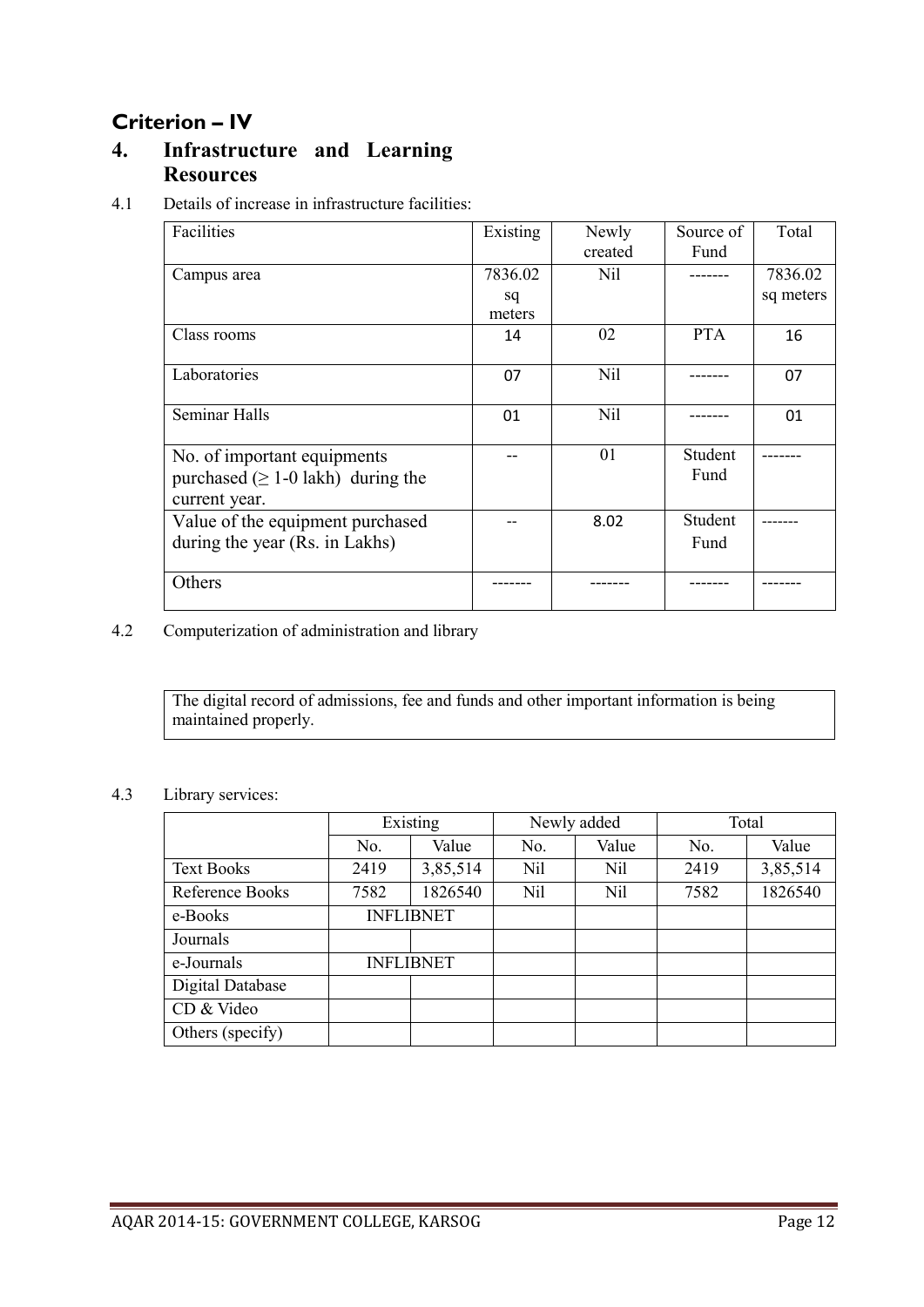## Criterion – IV

## 4. Infrastructure and Learning Resources

4.1 Details of increase in infrastructure facilities:

| Facilities | Existing | Newly created | Source of Fund | Total |
|---|---|---|---|---|
| Campus area | 7836.02 sq meters | Nil | ------- | 7836.02 sq meters |
| Class rooms | 14 | 02 | PTA | 16 |
| Laboratories | 07 | Nil | ------- | 07 |
| Seminar Halls | 01 | Nil | ------- | 01 |
| No. of important equipments purchased (≥ 1-0 lakh) during the current year. | -- | 01 | Student Fund | ------- |
| Value of the equipment purchased during the year (Rs. in Lakhs) | -- | 8.02 | Student Fund | ------- |
| Others | ------- | ------- | ------- | ------- |

4.2 Computerization of administration and library

The digital record of admissions, fee and funds and other important information is being maintained properly.

4.3 Library services:

| | Existing | | Newly added | | Total | |
|---|---|---|---|---|---|---|
| | No. | Value | No. | Value | No. | Value |
| Text Books | 2419 | 3,85,514 | Nil | Nil | 2419 | 3,85,514 |
| Reference Books | 7582 | 1826540 | Nil | Nil | 7582 | 1826540 |
| e-Books | INFLIBNET | | | | | |
| Journals | | | | | | |
| e-Journals | INFLIBNET | | | | | |
| Digital Database | | | | | | |
| CD & Video | | | | | | |
| Others (specify) | | | | | | |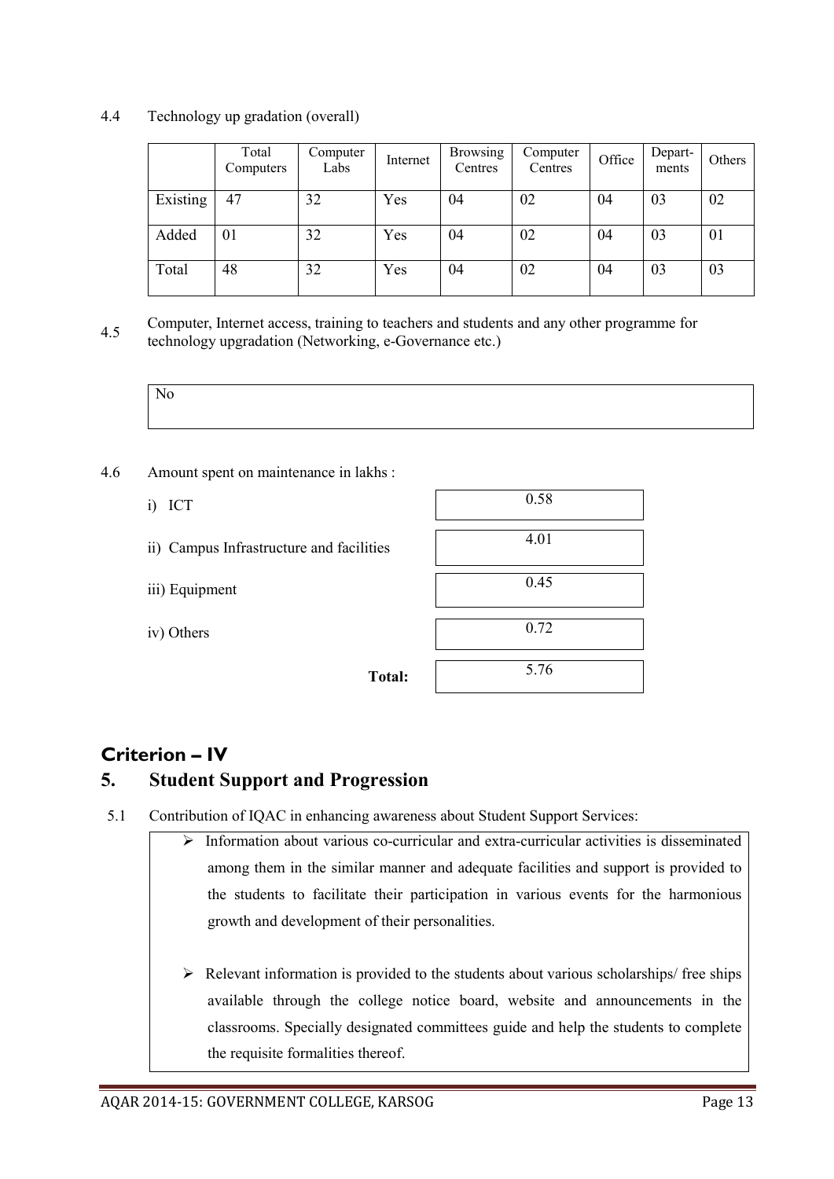4.4 Technology up gradation (overall)

| | Total Computers | Computer Labs | Internet | Browsing Centres | Computer Centres | Office | Depart-ments | Others |
|---|---|---|---|---|---|---|---|---|
| Existing | 47 | 32 | Yes | 04 | 02 | 04 | 03 | 02 |
| Added | 01 | 32 | Yes | 04 | 02 | 04 | 03 | 01 |
| Total | 48 | 32 | Yes | 04 | 02 | 04 | 03 | 03 |

4.5 Computer, Internet access, training to teachers and students and any other programme for technology upgradation (Networking, e-Governance etc.)

No

4.6 Amount spent on maintenance in lakhs :

| | |
|---|---|
| i) ICT | 0.58 |
| ii) Campus Infrastructure and facilities | 4.01 |
| iii) Equipment | 0.45 |
| iv) Others | 0.72 |
| **Total:** | 5.76 |

## Criterion – IV

## 5. Student Support and Progression

5.1 Contribution of IQAC in enhancing awareness about Student Support Services:

- Information about various co-curricular and extra-curricular activities is disseminated among them in the similar manner and adequate facilities and support is provided to the students to facilitate their participation in various events for the harmonious growth and development of their personalities.

- Relevant information is provided to the students about various scholarships/ free ships available through the college notice board, website and announcements in the classrooms. Specially designated committees guide and help the students to complete the requisite formalities thereof.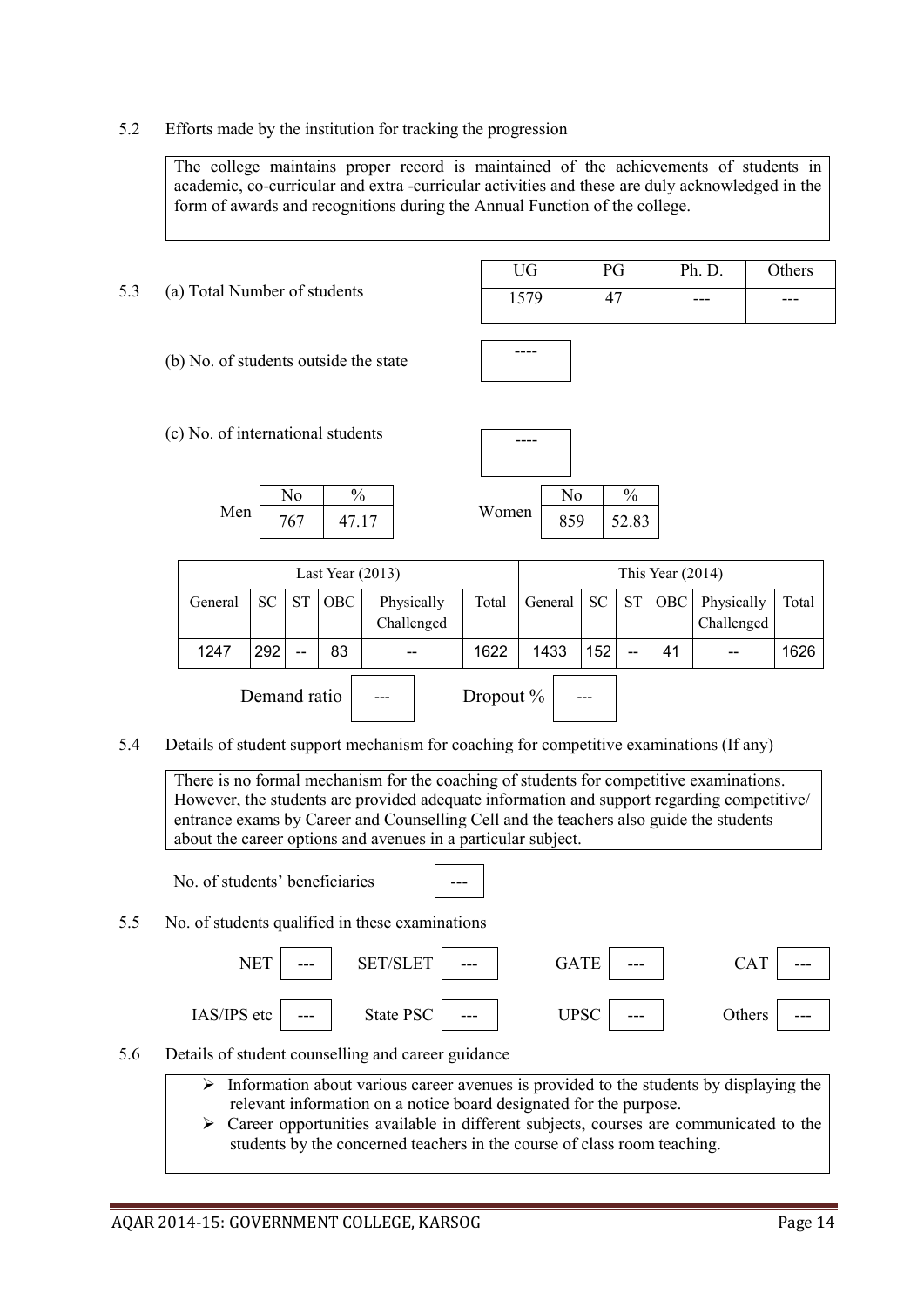5.2 Efforts made by the institution for tracking the progression

The college maintains proper record is maintained of the achievements of students in academic, co-curricular and extra -curricular activities and these are duly acknowledged in the form of awards and recognitions during the Annual Function of the college.

5.3 (a) Total Number of students

| UG | PG | Ph. D. | Others |
|---|---|---|---|
| 1579 | 47 | --- | --- |

(b) No. of students outside the state: ----

(c) No. of international students: ----

| | No | % |
|---|---|---|
| Men | 767 | 47.17 |
| Women | 859 | 52.83 |

| Last Year (2013) | | | | | | This Year (2014) | | | | | |
|---|---|---|---|---|---|---|---|---|---|---|---|
| General | SC | ST | OBC | Physically Challenged | Total | General | SC | ST | OBC | Physically Challenged | Total |
| 1247 | 292 | -- | 83 | -- | 1622 | 1433 | 152 | -- | 41 | -- | 1626 |

Demand ratio: --- Dropout %: ---

5.4 Details of student support mechanism for coaching for competitive examinations (If any)

There is no formal mechanism for the coaching of students for competitive examinations. However, the students are provided adequate information and support regarding competitive/ entrance exams by Career and Counselling Cell and the teachers also guide the students about the career options and avenues in a particular subject.

No. of students' beneficiaries: ---

5.5 No. of students qualified in these examinations

| | | | | | | | |
|---|---|---|---|---|---|---|---|
| NET | --- | SET/SLET | --- | GATE | --- | CAT | --- |
| IAS/IPS etc | --- | State PSC | --- | UPSC | --- | Others | --- |

5.6 Details of student counselling and career guidance

- Information about various career avenues is provided to the students by displaying the relevant information on a notice board designated for the purpose.
- Career opportunities available in different subjects, courses are communicated to the students by the concerned teachers in the course of class room teaching.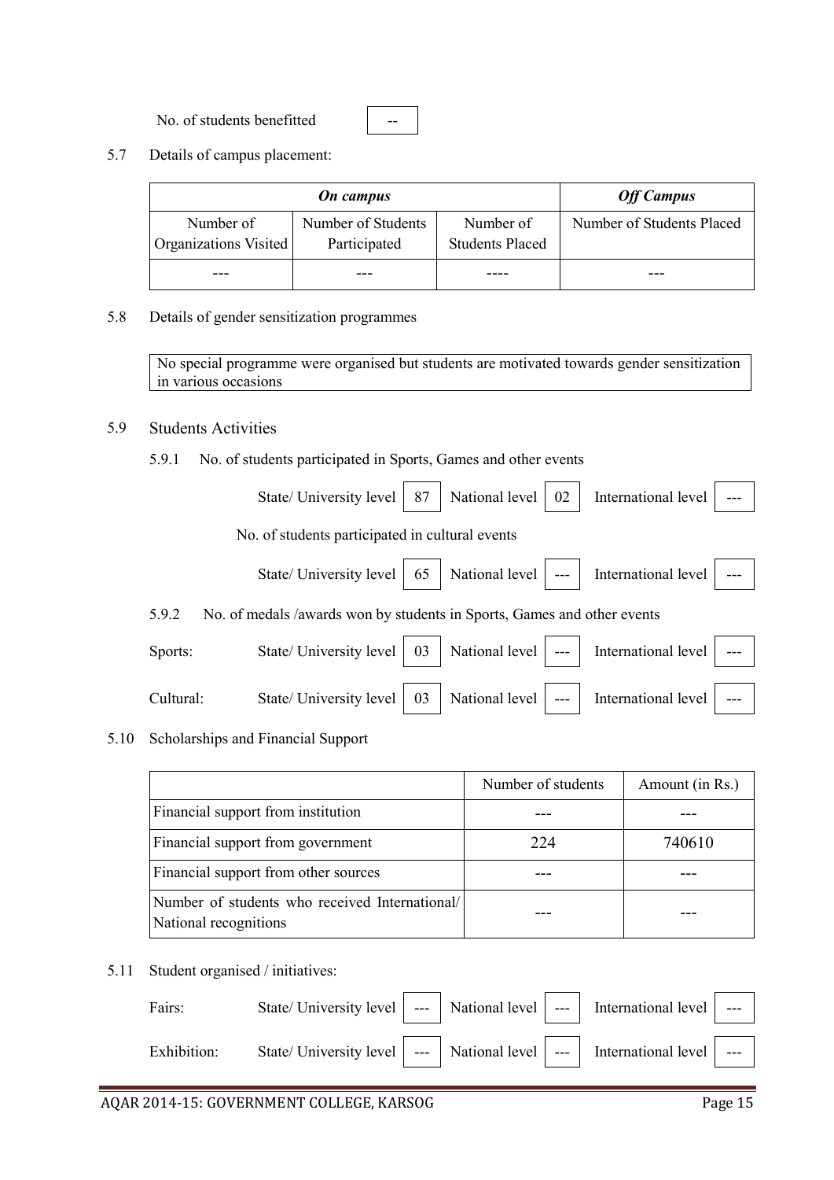No. of students benefitted | -- |

5.7 Details of campus placement:

| *On campus* | | | *Off Campus* |
|---|---|---|---|
| Number of Organizations Visited | Number of Students Participated | Number of Students Placed | Number of Students Placed |
| --- | --- | ---- | --- |

5.8 Details of gender sensitization programmes

No special programme were organised but students are motivated towards gender sensitization in various occasions

5.9 Students Activities

5.9.1 No. of students participated in Sports, Games and other events

State/ University level | 87 | National level | 02 | International level | --- |

No. of students participated in cultural events

State/ University level | 65 | National level | --- | International level | --- |

5.9.2 No. of medals /awards won by students in Sports, Games and other events

Sports: State/ University level | 03 | National level | --- | International level | --- |

Cultural: State/ University level | 03 | National level | --- | International level | --- |

5.10 Scholarships and Financial Support

| | Number of students | Amount (in Rs.) |
|---|---|---|
| Financial support from institution | --- | --- |
| Financial support from government | 224 | 740610 |
| Financial support from other sources | --- | --- |
| Number of students who received International/ National recognitions | --- | --- |

5.11 Student organised / initiatives:

Fairs: State/ University level | --- | National level | --- | International level | --- |

Exhibition: State/ University level | --- | National level | --- | International level | --- |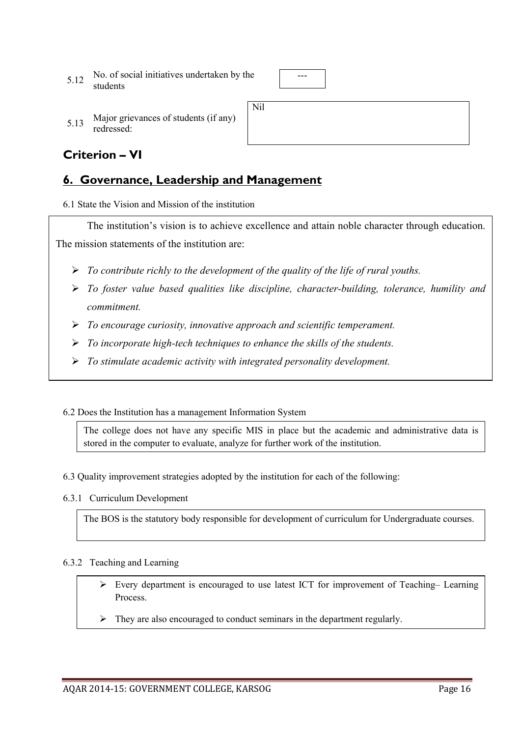| | | |
|---|---|---|
| 5.12 | No. of social initiatives undertaken by the students | --- |
| 5.13 | Major grievances of students (if any) redressed: | Nil |

## Criterion – VI

## 6. Governance, Leadership and Management

6.1 State the Vision and Mission of the institution

The institution's vision is to achieve excellence and attain noble character through education. The mission statements of the institution are:

- *To contribute richly to the development of the quality of the life of rural youths.*
- *To foster value based qualities like discipline, character-building, tolerance, humility and commitment.*
- *To encourage curiosity, innovative approach and scientific temperament.*
- *To incorporate high-tech techniques to enhance the skills of the students.*
- *To stimulate academic activity with integrated personality development.*

6.2 Does the Institution has a management Information System

The college does not have any specific MIS in place but the academic and administrative data is stored in the computer to evaluate, analyze for further work of the institution.

6.3 Quality improvement strategies adopted by the institution for each of the following:

6.3.1 Curriculum Development

The BOS is the statutory body responsible for development of curriculum for Undergraduate courses.

6.3.2 Teaching and Learning

- Every department is encouraged to use latest ICT for improvement of Teaching– Learning Process.
- They are also encouraged to conduct seminars in the department regularly.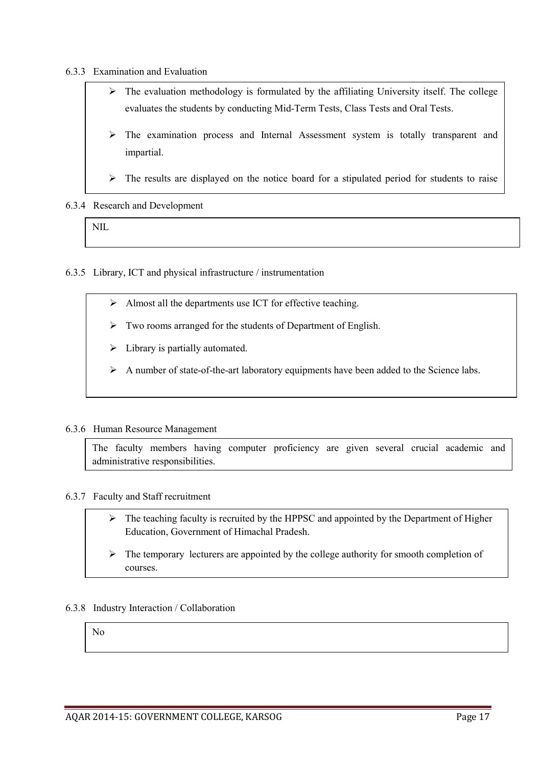6.3.3 Examination and Evaluation

- The evaluation methodology is formulated by the affiliating University itself. The college evaluates the students by conducting Mid-Term Tests, Class Tests and Oral Tests.
- The examination process and Internal Assessment system is totally transparent and impartial.
- The results are displayed on the notice board for a stipulated period for students to raise

6.3.4 Research and Development

NIL

6.3.5 Library, ICT and physical infrastructure / instrumentation

- Almost all the departments use ICT for effective teaching.
- Two rooms arranged for the students of Department of English.
- Library is partially automated.
- A number of state-of-the-art laboratory equipments have been added to the Science labs.

6.3.6 Human Resource Management

The faculty members having computer proficiency are given several crucial academic and administrative responsibilities.

6.3.7 Faculty and Staff recruitment

- The teaching faculty is recruited by the HPPSC and appointed by the Department of Higher Education, Government of Himachal Pradesh.
- The temporary lecturers are appointed by the college authority for smooth completion of courses.

6.3.8 Industry Interaction / Collaboration

No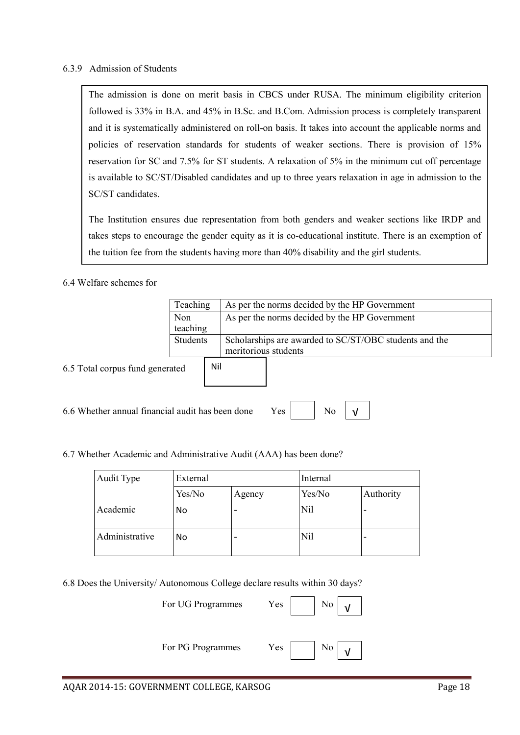6.3.9 Admission of Students

The admission is done on merit basis in CBCS under RUSA. The minimum eligibility criterion followed is 33% in B.A. and 45% in B.Sc. and B.Com. Admission process is completely transparent and it is systematically administered on roll-on basis. It takes into account the applicable norms and policies of reservation standards for students of weaker sections. There is provision of 15% reservation for SC and 7.5% for ST students. A relaxation of 5% in the minimum cut off percentage is available to SC/ST/Disabled candidates and up to three years relaxation in age in admission to the SC/ST candidates.

The Institution ensures due representation from both genders and weaker sections like IRDP and takes steps to encourage the gender equity as it is co-educational institute. There is an exemption of the tuition fee from the students having more than 40% disability and the girl students.

6.4 Welfare schemes for

| | |
|---|---|
| Teaching | As per the norms decided by the HP Government |
| Non teaching | As per the norms decided by the HP Government |
| Students | Scholarships are awarded to SC/ST/OBC students and the meritorious students |

6.5 Total corpus fund generated: Nil

6.6 Whether annual financial audit has been done Yes [ ] No [√]

6.7 Whether Academic and Administrative Audit (AAA) has been done?

| Audit Type | External | | Internal | |
|---|---|---|---|---|
| | Yes/No | Agency | Yes/No | Authority |
| Academic | No | - | Nil | - |
| Administrative | No | - | Nil | - |

6.8 Does the University/ Autonomous College declare results within 30 days?

For UG Programmes Yes [ ] No [√]

For PG Programmes Yes [ ] No [√]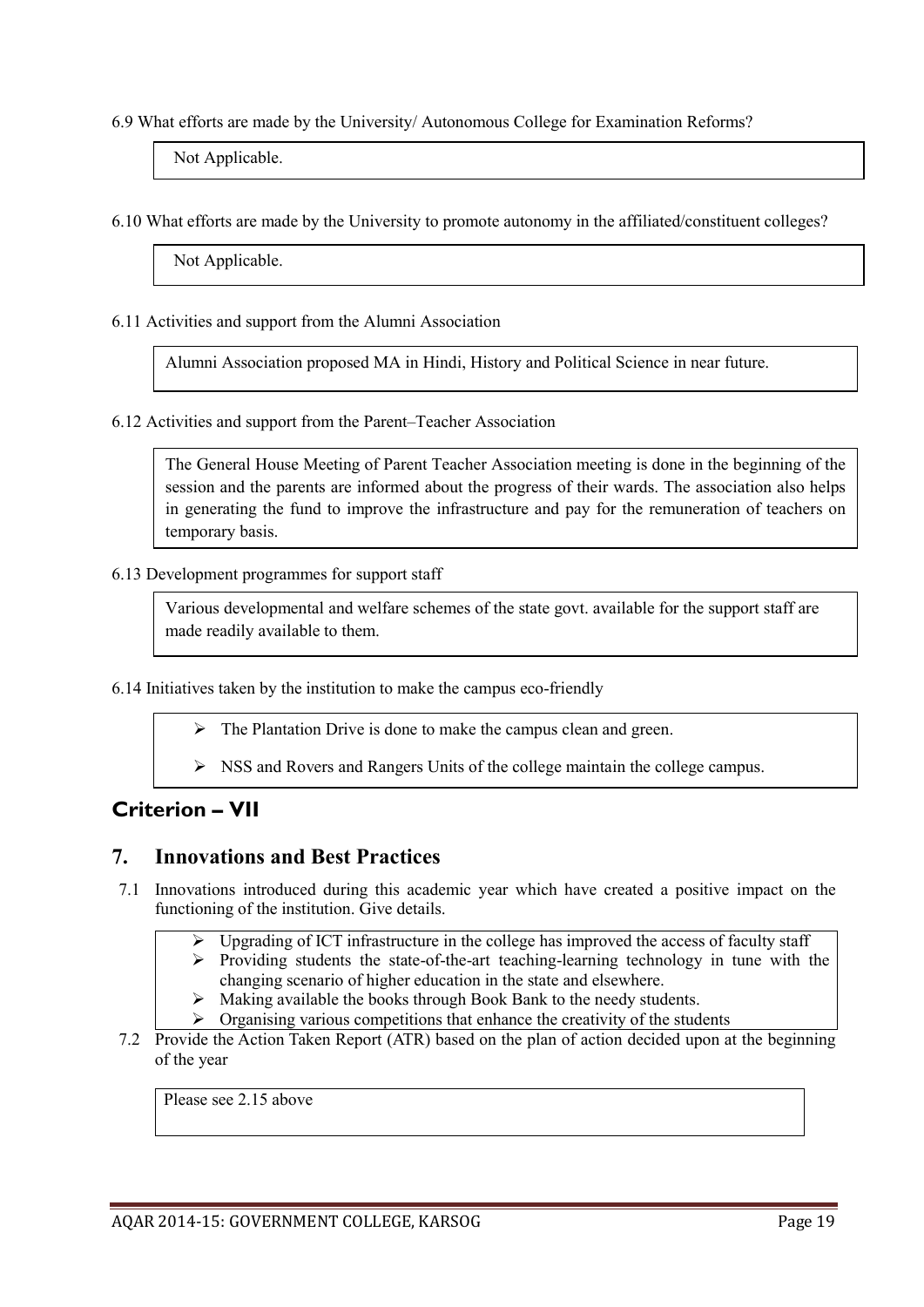6.9 What efforts are made by the University/ Autonomous College for Examination Reforms?

Not Applicable.

6.10 What efforts are made by the University to promote autonomy in the affiliated/constituent colleges?

Not Applicable.

6.11 Activities and support from the Alumni Association

Alumni Association proposed MA in Hindi, History and Political Science in near future.

6.12 Activities and support from the Parent–Teacher Association

The General House Meeting of Parent Teacher Association meeting is done in the beginning of the session and the parents are informed about the progress of their wards. The association also helps in generating the fund to improve the infrastructure and pay for the remuneration of teachers on temporary basis.

6.13 Development programmes for support staff

Various developmental and welfare schemes of the state govt. available for the support staff are made readily available to them.

6.14 Initiatives taken by the institution to make the campus eco-friendly

- The Plantation Drive is done to make the campus clean and green.
- NSS and Rovers and Rangers Units of the college maintain the college campus.

## Criterion – VII

## 7. Innovations and Best Practices

7.1 Innovations introduced during this academic year which have created a positive impact on the functioning of the institution. Give details.

- Upgrading of ICT infrastructure in the college has improved the access of faculty staff
- Providing students the state-of-the-art teaching-learning technology in tune with the changing scenario of higher education in the state and elsewhere.
- Making available the books through Book Bank to the needy students.
- Organising various competitions that enhance the creativity of the students

7.2 Provide the Action Taken Report (ATR) based on the plan of action decided upon at the beginning of the year

Please see 2.15 above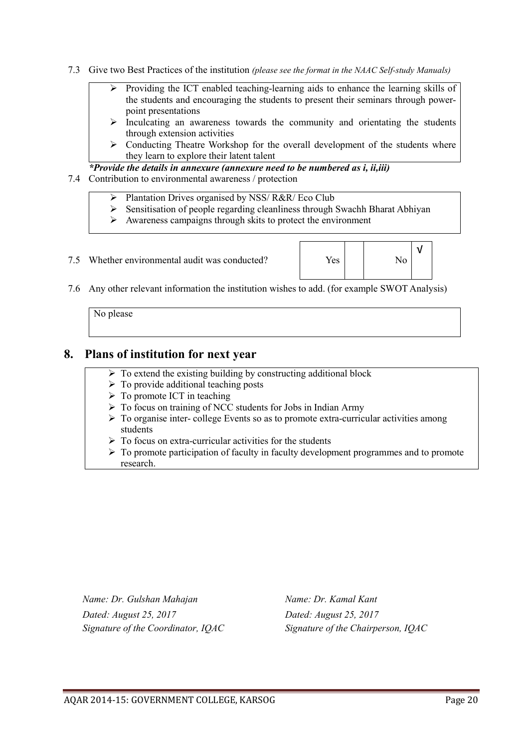7.3 Give two Best Practices of the institution *(please see the format in the NAAC Self-study Manuals)*

- Providing the ICT enabled teaching-learning aids to enhance the learning skills of the students and encouraging the students to present their seminars through power-point presentations
- Inculcating an awareness towards the community and orientating the students through extension activities
- Conducting Theatre Workshop for the overall development of the students where they learn to explore their latent talent

***Provide the details in annexure (annexure need to be numbered as i, ii,iii)***

7.4 Contribution to environmental awareness / protection

- Plantation Drives organised by NSS/ R&R/ Eco Club
- Sensitisation of people regarding cleanliness through Swachh Bharat Abhiyan
- Awareness campaigns through skits to protect the environment

7.5 Whether environmental audit was conducted?

| | | | |
|---|---|---|---|
| Yes | | No | √ |

7.6 Any other relevant information the institution wishes to add. (for example SWOT Analysis)

No please

## 8. Plans of institution for next year

- To extend the existing building by constructing additional block
- To provide additional teaching posts
- To promote ICT in teaching
- To focus on training of NCC students for Jobs in Indian Army
- To organise inter- college Events so as to promote extra-curricular activities among students
- To focus on extra-curricular activities for the students
- To promote participation of faculty in faculty development programmes and to promote research.

*Name: Dr. Gulshan Mahajan*
*Dated: August 25, 2017*
*Signature of the Coordinator, IQAC*

*Name: Dr. Kamal Kant*
*Dated: August 25, 2017*
*Signature of the Chairperson, IQAC*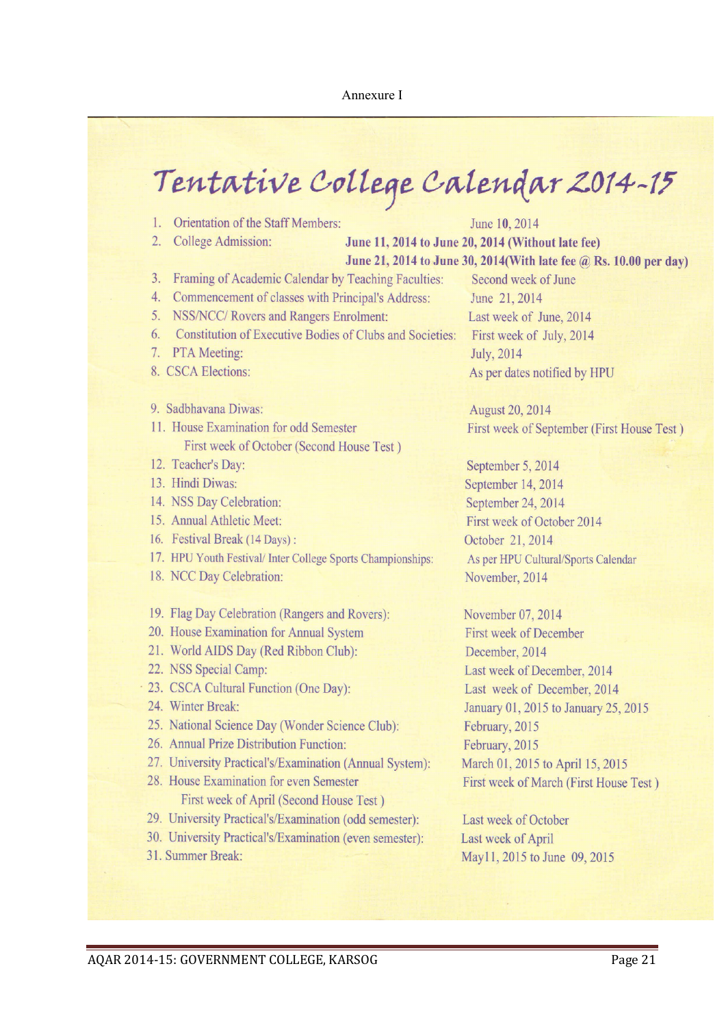Annexure I

# Tentative College Calendar 2014-15

| | |
|---|---|
| 1. Orientation of the Staff Members: | June 10, 2014 |
| 2. College Admission: | **June 11, 2014 to June 20, 2014 (Without late fee)** **June 21, 2014 to June 30, 2014(With late fee @ Rs. 10.00 per day)** |
| 3. Framing of Academic Calendar by Teaching Faculties: | Second week of June |
| 4. Commencement of classes with Principal's Address: | June 21, 2014 |
| 5. NSS/NCC/ Rovers and Rangers Enrolment: | Last week of June, 2014 |
| 6. Constitution of Executive Bodies of Clubs and Societies: | First week of July, 2014 |
| 7. PTA Meeting: | July, 2014 |
| 8. CSCA Elections: | As per dates notified by HPU |
| 9. Sadbhavana Diwas: | August 20, 2014 |
| 11. House Examination for odd Semester | First week of September (First House Test ) First week of October (Second House Test ) |
| 12. Teacher's Day: | September 5, 2014 |
| 13. Hindi Diwas: | September 14, 2014 |
| 14. NSS Day Celebration: | September 24, 2014 |
| 15. Annual Athletic Meet: | First week of October 2014 |
| 16. Festival Break (14 Days) : | October 21, 2014 |
| 17. HPU Youth Festival/ Inter College Sports Championships: | As per HPU Cultural/Sports Calendar |
| 18. NCC Day Celebration: | November, 2014 |
| 19. Flag Day Celebration (Rangers and Rovers): | November 07, 2014 |
| 20. House Examination for Annual System | First week of December |
| 21. World AIDS Day (Red Ribbon Club): | December, 2014 |
| 22. NSS Special Camp: | Last week of December, 2014 |
| 23. CSCA Cultural Function (One Day): | Last week of December, 2014 |
| 24. Winter Break: | January 01, 2015 to January 25, 2015 |
| 25. National Science Day (Wonder Science Club): | February, 2015 |
| 26. Annual Prize Distribution Function: | February, 2015 |
| 27. University Practical's/Examination (Annual System): | March 01, 2015 to April 15, 2015 |
| 28. House Examination for even Semester | First week of March (First House Test ) First week of April (Second House Test ) |
| 29. University Practical's/Examination (odd semester): | Last week of October |
| 30. University Practical's/Examination (even semester): | Last week of April |
| 31. Summer Break: | May11, 2015 to June 09, 2015 |